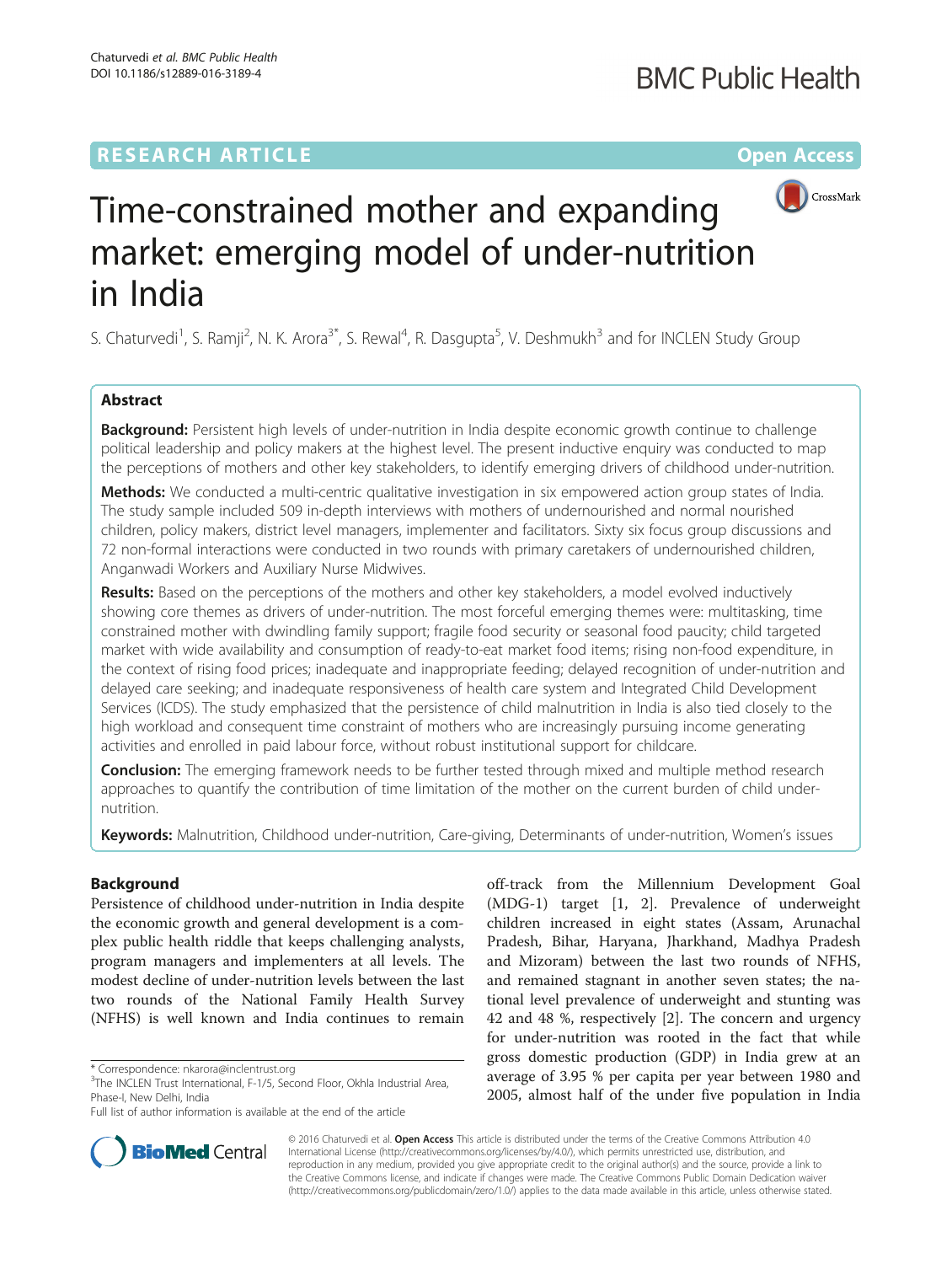RESEARCH ARTICLE

Open Access

# Time-constrained mother and expanding market: emerging model of under-nutrition in India

S. Chaturvedi[1], S. Ramji[2], N. K. Arora[3*], S. Rewal[4], R. Dasgupta[5], V. Deshmukh[3] and for INCLEN Study Group

## Abstract

**Background:** Persistent high levels of under-nutrition in India despite economic growth continue to challenge political leadership and policy makers at the highest level. The present inductive enquiry was conducted to map the perceptions of mothers and other key stakeholders, to identify emerging drivers of childhood under-nutrition.

**Methods:** We conducted a multi-centric qualitative investigation in six empowered action group states of India. The study sample included 509 in-depth interviews with mothers of undernourished and normal nourished children, policy makers, district level managers, implementer and facilitators. Sixty six focus group discussions and 72 non-formal interactions were conducted in two rounds with primary caretakers of undernourished children, Anganwadi Workers and Auxiliary Nurse Midwives.

**Results:** Based on the perceptions of the mothers and other key stakeholders, a model evolved inductively showing core themes as drivers of under-nutrition. The most forceful emerging themes were: multitasking, time constrained mother with dwindling family support; fragile food security or seasonal food paucity; child targeted market with wide availability and consumption of ready-to-eat market food items; rising non-food expenditure, in the context of rising food prices; inadequate and inappropriate feeding; delayed recognition of under-nutrition and delayed care seeking; and inadequate responsiveness of health care system and Integrated Child Development Services (ICDS). The study emphasized that the persistence of child malnutrition in India is also tied closely to the high workload and consequent time constraint of mothers who are increasingly pursuing income generating activities and enrolled in paid labour force, without robust institutional support for childcare.

**Conclusion:** The emerging framework needs to be further tested through mixed and multiple method research approaches to quantify the contribution of time limitation of the mother on the current burden of child under-nutrition.

**Keywords:** Malnutrition, Childhood under-nutrition, Care-giving, Determinants of under-nutrition, Women's issues

## Background

Persistence of childhood under-nutrition in India despite the economic growth and general development is a complex public health riddle that keeps challenging analysts, program managers and implementers at all levels. The modest decline of under-nutrition levels between the last two rounds of the National Family Health Survey (NFHS) is well known and India continues to remain off-track from the Millennium Development Goal (MDG-1) target [1, 2]. Prevalence of underweight children increased in eight states (Assam, Arunachal Pradesh, Bihar, Haryana, Jharkhand, Madhya Pradesh and Mizoram) between the last two rounds of NFHS, and remained stagnant in another seven states; the national level prevalence of underweight and stunting was 42 and 48 %, respectively [2]. The concern and urgency for under-nutrition was rooted in the fact that while gross domestic production (GDP) in India grew at an average of 3.95 % per capita per year between 1980 and 2005, almost half of the under five population in India

* Correspondence: nkarora@inclentrust.org
[3]The INCLEN Trust International, F-1/5, Second Floor, Okhla Industrial Area, Phase-I, New Delhi, India
Full list of author information is available at the end of the article

© 2016 Chaturvedi et al. **Open Access** This article is distributed under the terms of the Creative Commons Attribution 4.0 International License (http://creativecommons.org/licenses/by/4.0/), which permits unrestricted use, distribution, and reproduction in any medium, provided you give appropriate credit to the original author(s) and the source, provide a link to the Creative Commons license, and indicate if changes were made. The Creative Commons Public Domain Dedication waiver (http://creativecommons.org/publicdomain/zero/1.0/) applies to the data made available in this article, unless otherwise stated.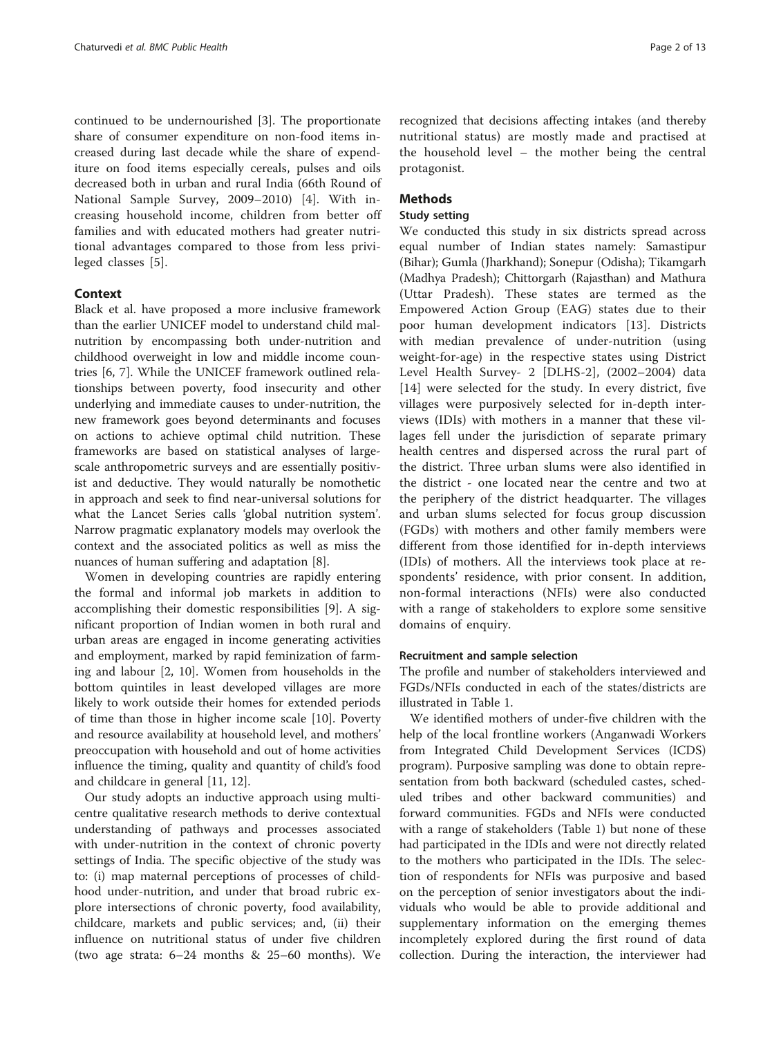continued to be undernourished [3]. The proportionate share of consumer expenditure on non-food items increased during last decade while the share of expenditure on food items especially cereals, pulses and oils decreased both in urban and rural India (66th Round of National Sample Survey, 2009–2010) [4]. With increasing household income, children from better off families and with educated mothers had greater nutritional advantages compared to those from less privileged classes [5].

## Context

Black et al. have proposed a more inclusive framework than the earlier UNICEF model to understand child malnutrition by encompassing both under-nutrition and childhood overweight in low and middle income countries [6, 7]. While the UNICEF framework outlined relationships between poverty, food insecurity and other underlying and immediate causes to under-nutrition, the new framework goes beyond determinants and focuses on actions to achieve optimal child nutrition. These frameworks are based on statistical analyses of large-scale anthropometric surveys and are essentially positivist and deductive. They would naturally be nomothetic in approach and seek to find near-universal solutions for what the Lancet Series calls 'global nutrition system'. Narrow pragmatic explanatory models may overlook the context and the associated politics as well as miss the nuances of human suffering and adaptation [8].

Women in developing countries are rapidly entering the formal and informal job markets in addition to accomplishing their domestic responsibilities [9]. A significant proportion of Indian women in both rural and urban areas are engaged in income generating activities and employment, marked by rapid feminization of farming and labour [2, 10]. Women from households in the bottom quintiles in least developed villages are more likely to work outside their homes for extended periods of time than those in higher income scale [10]. Poverty and resource availability at household level, and mothers' preoccupation with household and out of home activities influence the timing, quality and quantity of child's food and childcare in general [11, 12].

Our study adopts an inductive approach using multi-centre qualitative research methods to derive contextual understanding of pathways and processes associated with under-nutrition in the context of chronic poverty settings of India. The specific objective of the study was to: (i) map maternal perceptions of processes of childhood under-nutrition, and under that broad rubric explore intersections of chronic poverty, food availability, childcare, markets and public services; and, (ii) their influence on nutritional status of under five children (two age strata: 6–24 months & 25–60 months). We recognized that decisions affecting intakes (and thereby nutritional status) are mostly made and practised at the household level – the mother being the central protagonist.

## Methods

### Study setting

We conducted this study in six districts spread across equal number of Indian states namely: Samastipur (Bihar); Gumla (Jharkhand); Sonepur (Odisha); Tikamgarh (Madhya Pradesh); Chittorgarh (Rajasthan) and Mathura (Uttar Pradesh). These states are termed as the Empowered Action Group (EAG) states due to their poor human development indicators [13]. Districts with median prevalence of under-nutrition (using weight-for-age) in the respective states using District Level Health Survey- 2 [DLHS-2], (2002–2004) data [14] were selected for the study. In every district, five villages were purposively selected for in-depth interviews (IDIs) with mothers in a manner that these villages fell under the jurisdiction of separate primary health centres and dispersed across the rural part of the district. Three urban slums were also identified in the district - one located near the centre and two at the periphery of the district headquarter. The villages and urban slums selected for focus group discussion (FGDs) with mothers and other family members were different from those identified for in-depth interviews (IDIs) of mothers. All the interviews took place at respondents' residence, with prior consent. In addition, non-formal interactions (NFIs) were also conducted with a range of stakeholders to explore some sensitive domains of enquiry.

### Recruitment and sample selection

The profile and number of stakeholders interviewed and FGDs/NFIs conducted in each of the states/districts are illustrated in Table 1.

We identified mothers of under-five children with the help of the local frontline workers (Anganwadi Workers from Integrated Child Development Services (ICDS) program). Purposive sampling was done to obtain representation from both backward (scheduled castes, scheduled tribes and other backward communities) and forward communities. FGDs and NFIs were conducted with a range of stakeholders (Table 1) but none of these had participated in the IDIs and were not directly related to the mothers who participated in the IDIs. The selection of respondents for NFIs was purposive and based on the perception of senior investigators about the individuals who would be able to provide additional and supplementary information on the emerging themes incompletely explored during the first round of data collection. During the interaction, the interviewer had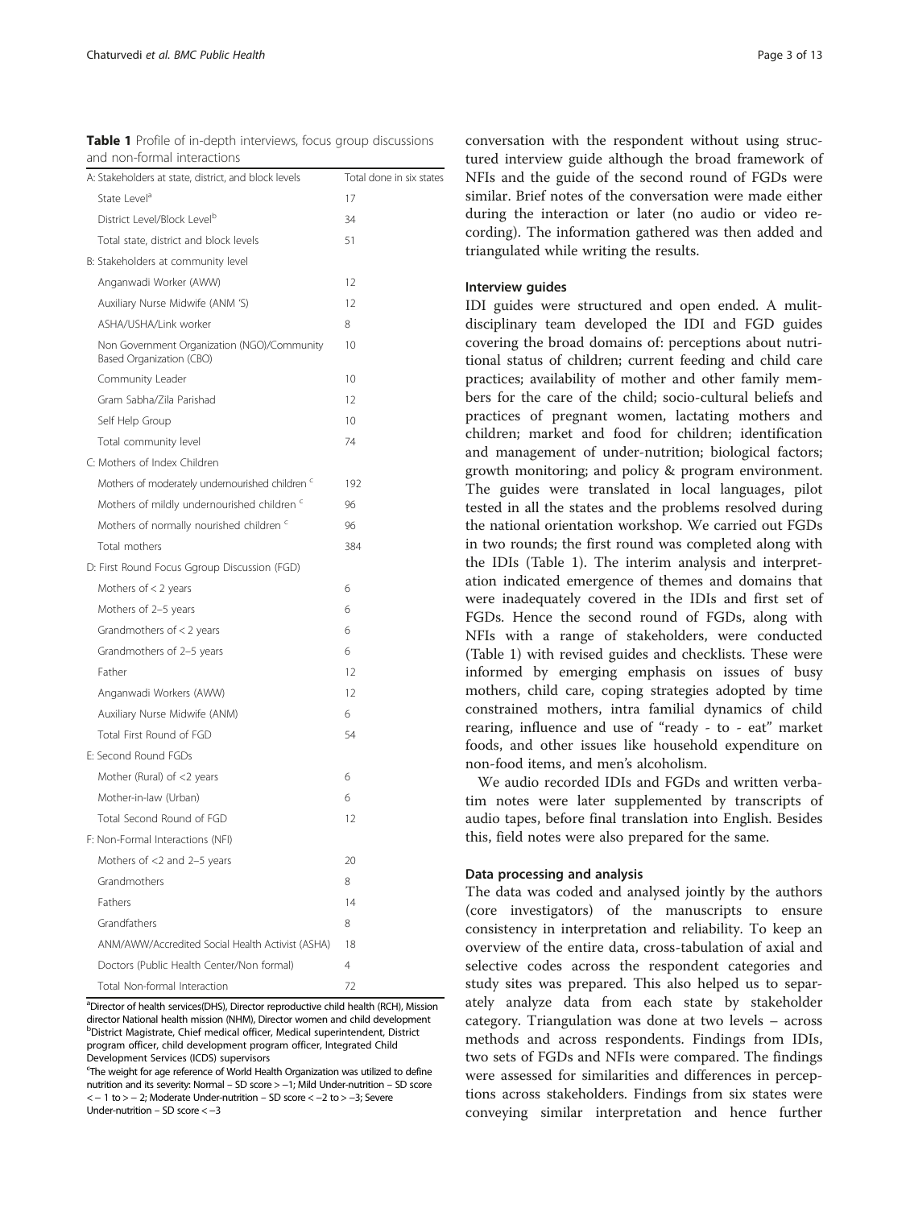**Table 1** Profile of in-depth interviews, focus group discussions and non-formal interactions

| A: Stakeholders at state, district, and block levels | Total done in six states |
|---|---|
| State Level[a] | 17 |
| District Level/Block Level[b] | 34 |
| Total state, district and block levels | 51 |
| B: Stakeholders at community level | |
| Anganwadi Worker (AWW) | 12 |
| Auxiliary Nurse Midwife (ANM 'S) | 12 |
| ASHA/USHA/Link worker | 8 |
| Non Government Organization (NGO)/Community Based Organization (CBO) | 10 |
| Community Leader | 10 |
| Gram Sabha/Zila Parishad | 12 |
| Self Help Group | 10 |
| Total community level | 74 |
| C: Mothers of Index Children | |
| Mothers of moderately undernourished children [c] | 192 |
| Mothers of mildly undernourished children [c] | 96 |
| Mothers of normally nourished children [c] | 96 |
| Total mothers | 384 |
| D: First Round Focus Ggroup Discussion (FGD) | |
| Mothers of < 2 years | 6 |
| Mothers of 2–5 years | 6 |
| Grandmothers of < 2 years | 6 |
| Grandmothers of 2–5 years | 6 |
| Father | 12 |
| Anganwadi Workers (AWW) | 12 |
| Auxiliary Nurse Midwife (ANM) | 6 |
| Total First Round of FGD | 54 |
| E: Second Round FGDs | |
| Mother (Rural) of <2 years | 6 |
| Mother-in-law (Urban) | 6 |
| Total Second Round of FGD | 12 |
| F: Non-Formal Interactions (NFI) | |
| Mothers of <2 and 2–5 years | 20 |
| Grandmothers | 8 |
| Fathers | 14 |
| Grandfathers | 8 |
| ANM/AWW/Accredited Social Health Activist (ASHA) | 18 |
| Doctors (Public Health Center/Non formal) | 4 |
| Total Non-formal Interaction | 72 |

[a]Director of health services(DHS), Director reproductive child health (RCH), Mission director National health mission (NHM), Director women and child development
[b]District Magistrate, Chief medical officer, Medical superintendent, District program officer, child development program officer, Integrated Child Development Services (ICDS) supervisors
[c]The weight for age reference of World Health Organization was utilized to define nutrition and its severity: Normal – SD score > −1; Mild Under-nutrition – SD score < − 1 to > − 2; Moderate Under-nutrition – SD score < −2 to > −3; Severe Under-nutrition – SD score < −3

conversation with the respondent without using structured interview guide although the broad framework of NFIs and the guide of the second round of FGDs were similar. Brief notes of the conversation were made either during the interaction or later (no audio or video recording). The information gathered was then added and triangulated while writing the results.

### Interview guides

IDI guides were structured and open ended. A mulitdisciplinary team developed the IDI and FGD guides covering the broad domains of: perceptions about nutritional status of children; current feeding and child care practices; availability of mother and other family members for the care of the child; socio-cultural beliefs and practices of pregnant women, lactating mothers and children; market and food for children; identification and management of under-nutrition; biological factors; growth monitoring; and policy & program environment. The guides were translated in local languages, pilot tested in all the states and the problems resolved during the national orientation workshop. We carried out FGDs in two rounds; the first round was completed along with the IDIs (Table 1). The interim analysis and interpretation indicated emergence of themes and domains that were inadequately covered in the IDIs and first set of FGDs. Hence the second round of FGDs, along with NFIs with a range of stakeholders, were conducted (Table 1) with revised guides and checklists. These were informed by emerging emphasis on issues of busy mothers, child care, coping strategies adopted by time constrained mothers, intra familial dynamics of child rearing, influence and use of "ready - to - eat" market foods, and other issues like household expenditure on non-food items, and men's alcoholism.

We audio recorded IDIs and FGDs and written verbatim notes were later supplemented by transcripts of audio tapes, before final translation into English. Besides this, field notes were also prepared for the same.

### Data processing and analysis

The data was coded and analysed jointly by the authors (core investigators) of the manuscripts to ensure consistency in interpretation and reliability. To keep an overview of the entire data, cross-tabulation of axial and selective codes across the respondent categories and study sites was prepared. This also helped us to separately analyze data from each state by stakeholder category. Triangulation was done at two levels – across methods and across respondents. Findings from IDIs, two sets of FGDs and NFIs were compared. The findings were assessed for similarities and differences in perceptions across stakeholders. Findings from six states were conveying similar interpretation and hence further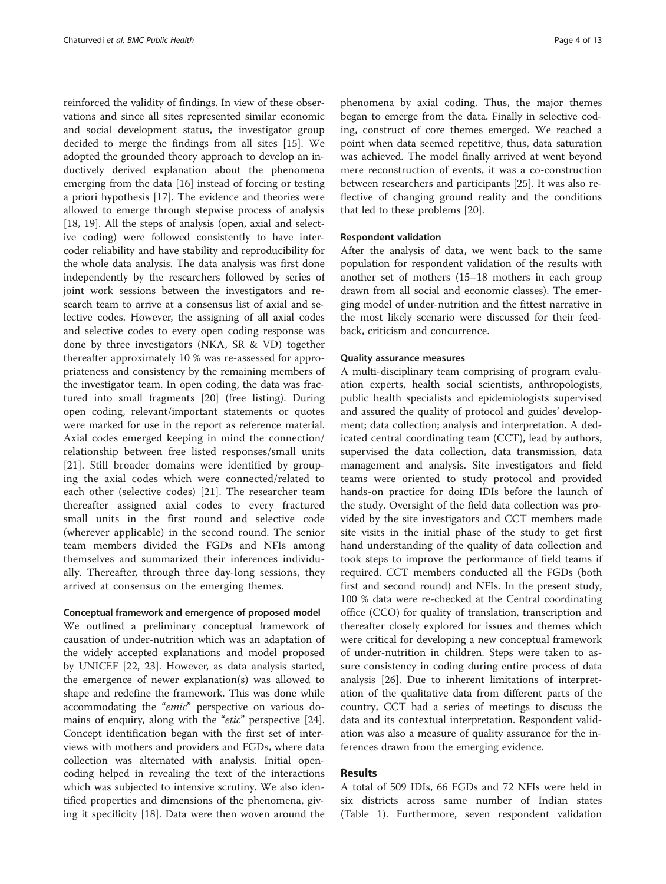reinforced the validity of findings. In view of these observations and since all sites represented similar economic and social development status, the investigator group decided to merge the findings from all sites [15]. We adopted the grounded theory approach to develop an inductively derived explanation about the phenomena emerging from the data [16] instead of forcing or testing a priori hypothesis [17]. The evidence and theories were allowed to emerge through stepwise process of analysis [18, 19]. All the steps of analysis (open, axial and selective coding) were followed consistently to have intercoder reliability and have stability and reproducibility for the whole data analysis. The data analysis was first done independently by the researchers followed by series of joint work sessions between the investigators and research team to arrive at a consensus list of axial and selective codes. However, the assigning of all axial codes and selective codes to every open coding response was done by three investigators (NKA, SR & VD) together thereafter approximately 10 % was re-assessed for appropriateness and consistency by the remaining members of the investigator team. In open coding, the data was fractured into small fragments [20] (free listing). During open coding, relevant/important statements or quotes were marked for use in the report as reference material. Axial codes emerged keeping in mind the connection/relationship between free listed responses/small units [21]. Still broader domains were identified by grouping the axial codes which were connected/related to each other (selective codes) [21]. The researcher team thereafter assigned axial codes to every fractured small units in the first round and selective code (wherever applicable) in the second round. The senior team members divided the FGDs and NFIs among themselves and summarized their inferences individually. Thereafter, through three day-long sessions, they arrived at consensus on the emerging themes.

#### Conceptual framework and emergence of proposed model

We outlined a preliminary conceptual framework of causation of under-nutrition which was an adaptation of the widely accepted explanations and model proposed by UNICEF [22, 23]. However, as data analysis started, the emergence of newer explanation(s) was allowed to shape and redefine the framework. This was done while accommodating the "*emic*" perspective on various domains of enquiry, along with the "*etic*" perspective [24]. Concept identification began with the first set of interviews with mothers and providers and FGDs, where data collection was alternated with analysis. Initial open-coding helped in revealing the text of the interactions which was subjected to intensive scrutiny. We also identified properties and dimensions of the phenomena, giving it specificity [18]. Data were then woven around the phenomena by axial coding. Thus, the major themes began to emerge from the data. Finally in selective coding, construct of core themes emerged. We reached a point when data seemed repetitive, thus, data saturation was achieved. The model finally arrived at went beyond mere reconstruction of events, it was a co-construction between researchers and participants [25]. It was also reflective of changing ground reality and the conditions that led to these problems [20].

#### Respondent validation

After the analysis of data, we went back to the same population for respondent validation of the results with another set of mothers (15–18 mothers in each group drawn from all social and economic classes). The emerging model of under-nutrition and the fittest narrative in the most likely scenario were discussed for their feedback, criticism and concurrence.

#### Quality assurance measures

A multi-disciplinary team comprising of program evaluation experts, health social scientists, anthropologists, public health specialists and epidemiologists supervised and assured the quality of protocol and guides' development; data collection; analysis and interpretation. A dedicated central coordinating team (CCT), lead by authors, supervised the data collection, data transmission, data management and analysis. Site investigators and field teams were oriented to study protocol and provided hands-on practice for doing IDIs before the launch of the study. Oversight of the field data collection was provided by the site investigators and CCT members made site visits in the initial phase of the study to get first hand understanding of the quality of data collection and took steps to improve the performance of field teams if required. CCT members conducted all the FGDs (both first and second round) and NFIs. In the present study, 100 % data were re-checked at the Central coordinating office (CCO) for quality of translation, transcription and thereafter closely explored for issues and themes which were critical for developing a new conceptual framework of under-nutrition in children. Steps were taken to assure consistency in coding during entire process of data analysis [26]. Due to inherent limitations of interpretation of the qualitative data from different parts of the country, CCT had a series of meetings to discuss the data and its contextual interpretation. Respondent validation was also a measure of quality assurance for the inferences drawn from the emerging evidence.

## Results

A total of 509 IDIs, 66 FGDs and 72 NFIs were held in six districts across same number of Indian states (Table 1). Furthermore, seven respondent validation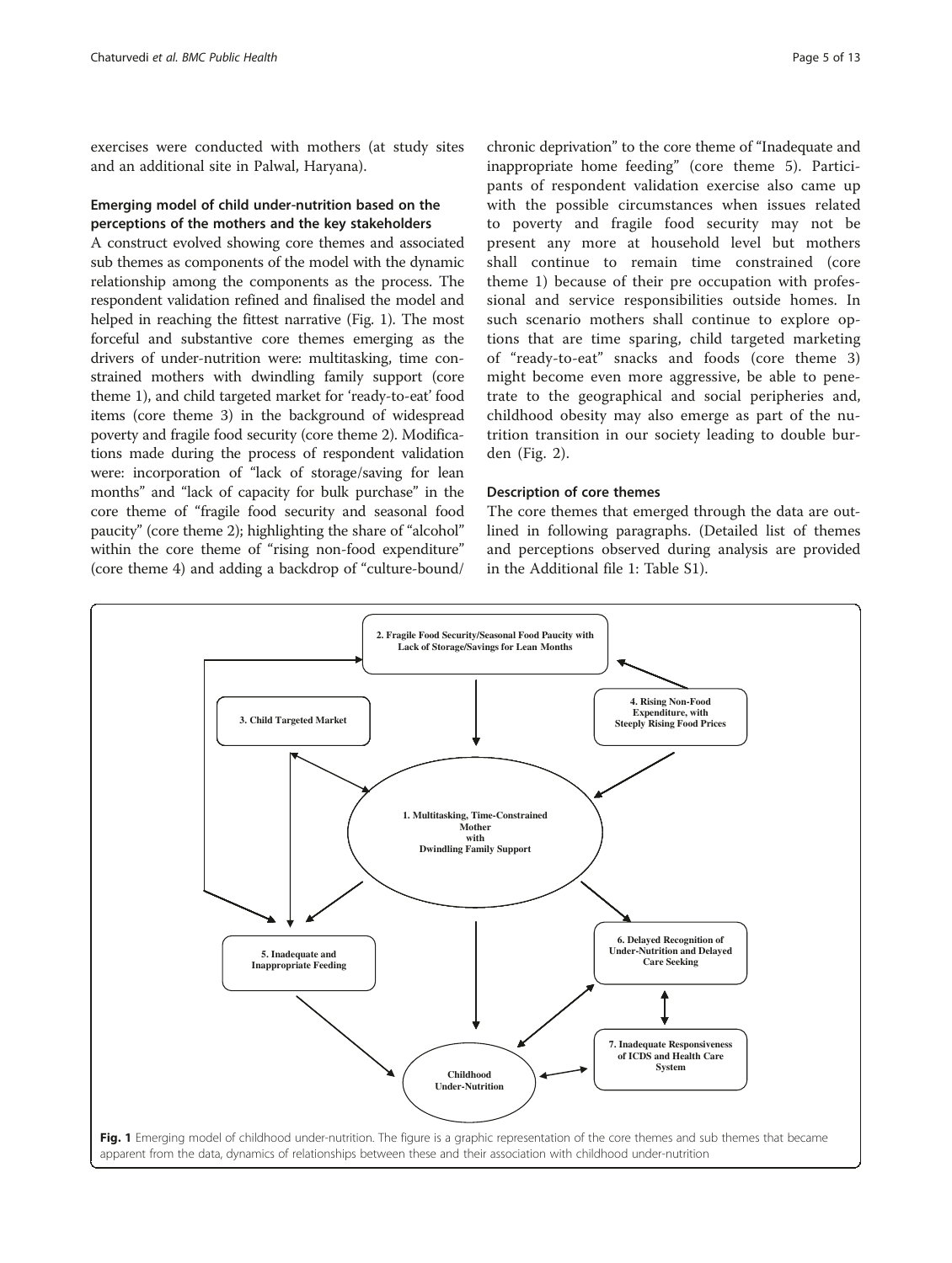exercises were conducted with mothers (at study sites and an additional site in Palwal, Haryana).

### Emerging model of child under-nutrition based on the perceptions of the mothers and the key stakeholders

A construct evolved showing core themes and associated sub themes as components of the model with the dynamic relationship among the components as the process. The respondent validation refined and finalised the model and helped in reaching the fittest narrative (Fig. 1). The most forceful and substantive core themes emerging as the drivers of under-nutrition were: multitasking, time constrained mothers with dwindling family support (core theme 1), and child targeted market for 'ready-to-eat' food items (core theme 3) in the background of widespread poverty and fragile food security (core theme 2). Modifications made during the process of respondent validation were: incorporation of "lack of storage/saving for lean months" and "lack of capacity for bulk purchase" in the core theme of "fragile food security and seasonal food paucity" (core theme 2); highlighting the share of "alcohol" within the core theme of "rising non-food expenditure" (core theme 4) and adding a backdrop of "culture-bound/ chronic deprivation" to the core theme of "Inadequate and inappropriate home feeding" (core theme 5). Participants of respondent validation exercise also came up with the possible circumstances when issues related to poverty and fragile food security may not be present any more at household level but mothers shall continue to remain time constrained (core theme 1) because of their pre occupation with professional and service responsibilities outside homes. In such scenario mothers shall continue to explore options that are time sparing, child targeted marketing of "ready-to-eat" snacks and foods (core theme 3) might become even more aggressive, be able to penetrate to the geographical and social peripheries and, childhood obesity may also emerge as part of the nutrition transition in our society leading to double burden (Fig. 2).

### Description of core themes

The core themes that emerged through the data are outlined in following paragraphs. (Detailed list of themes and perceptions observed during analysis are provided in the Additional file 1: Table S1).

**Fig. 1** Emerging model of childhood under-nutrition. The figure is a graphic representation of the core themes and sub themes that became apparent from the data, dynamics of relationships between these and their association with childhood under-nutrition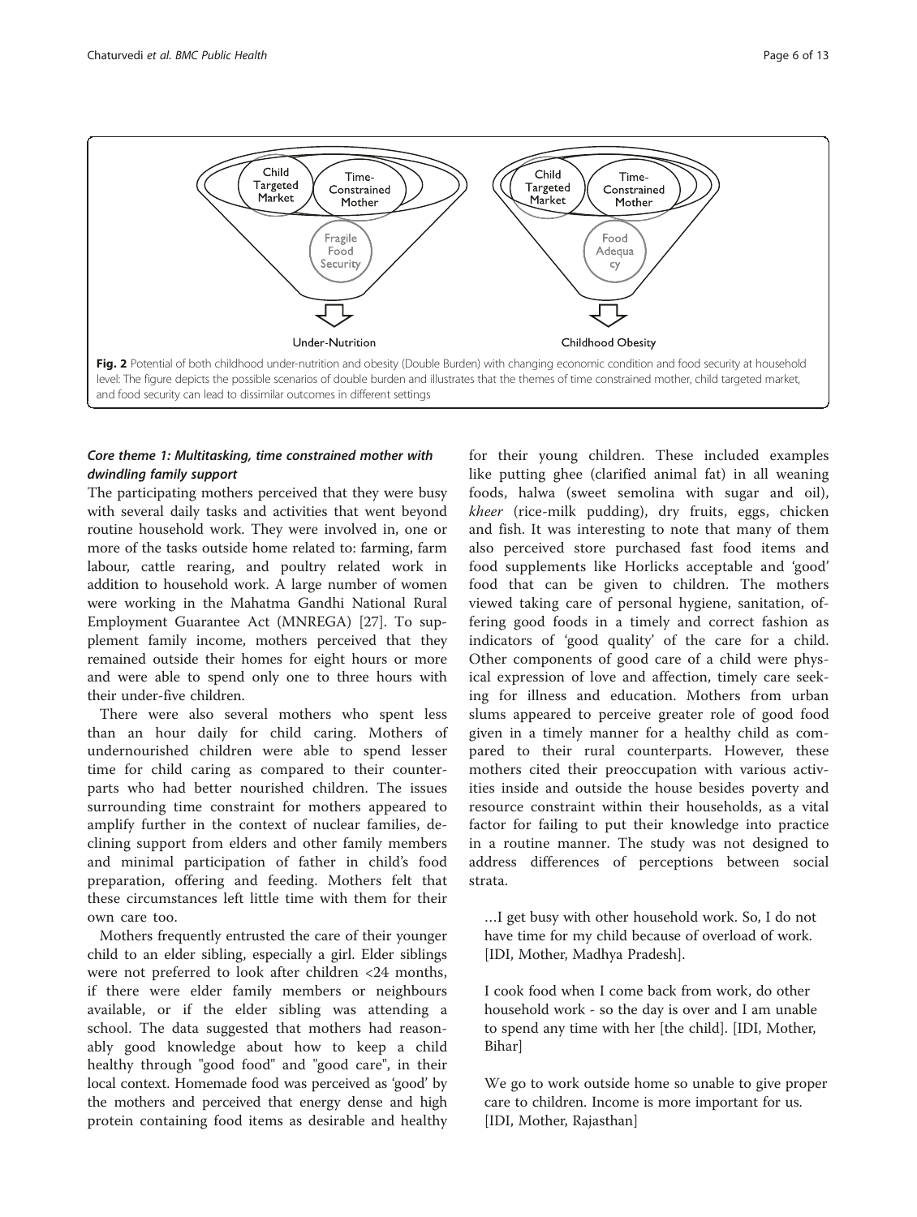Fig. 2 Potential of both childhood under-nutrition and obesity (Double Burden) with changing economic condition and food security at household level: The figure depicts the possible scenarios of double burden and illustrates that the themes of time constrained mother, child targeted market, and food security can lead to dissimilar outcomes in different settings

### *Core theme 1: Multitasking, time constrained mother with dwindling family support*

The participating mothers perceived that they were busy with several daily tasks and activities that went beyond routine household work. They were involved in, one or more of the tasks outside home related to: farming, farm labour, cattle rearing, and poultry related work in addition to household work. A large number of women were working in the Mahatma Gandhi National Rural Employment Guarantee Act (MNREGA) [27]. To supplement family income, mothers perceived that they remained outside their homes for eight hours or more and were able to spend only one to three hours with their under-five children.

There were also several mothers who spent less than an hour daily for child caring. Mothers of undernourished children were able to spend lesser time for child caring as compared to their counterparts who had better nourished children. The issues surrounding time constraint for mothers appeared to amplify further in the context of nuclear families, declining support from elders and other family members and minimal participation of father in child's food preparation, offering and feeding. Mothers felt that these circumstances left little time with them for their own care too.

Mothers frequently entrusted the care of their younger child to an elder sibling, especially a girl. Elder siblings were not preferred to look after children <24 months, if there were elder family members or neighbours available, or if the elder sibling was attending a school. The data suggested that mothers had reasonably good knowledge about how to keep a child healthy through "good food" and "good care", in their local context. Homemade food was perceived as 'good' by the mothers and perceived that energy dense and high protein containing food items as desirable and healthy for their young children. These included examples like putting ghee (clarified animal fat) in all weaning foods, halwa (sweet semolina with sugar and oil), *kheer* (rice-milk pudding), dry fruits, eggs, chicken and fish. It was interesting to note that many of them also perceived store purchased fast food items and food supplements like Horlicks acceptable and 'good' food that can be given to children. The mothers viewed taking care of personal hygiene, sanitation, offering good foods in a timely and correct fashion as indicators of 'good quality' of the care for a child. Other components of good care of a child were physical expression of love and affection, timely care seeking for illness and education. Mothers from urban slums appeared to perceive greater role of good food given in a timely manner for a healthy child as compared to their rural counterparts. However, these mothers cited their preoccupation with various activities inside and outside the house besides poverty and resource constraint within their households, as a vital factor for failing to put their knowledge into practice in a routine manner. The study was not designed to address differences of perceptions between social strata.

> …I get busy with other household work. So, I do not have time for my child because of overload of work. [IDI, Mother, Madhya Pradesh].

> I cook food when I come back from work, do other household work - so the day is over and I am unable to spend any time with her [the child]. [IDI, Mother, Bihar]

> We go to work outside home so unable to give proper care to children. Income is more important for us. [IDI, Mother, Rajasthan]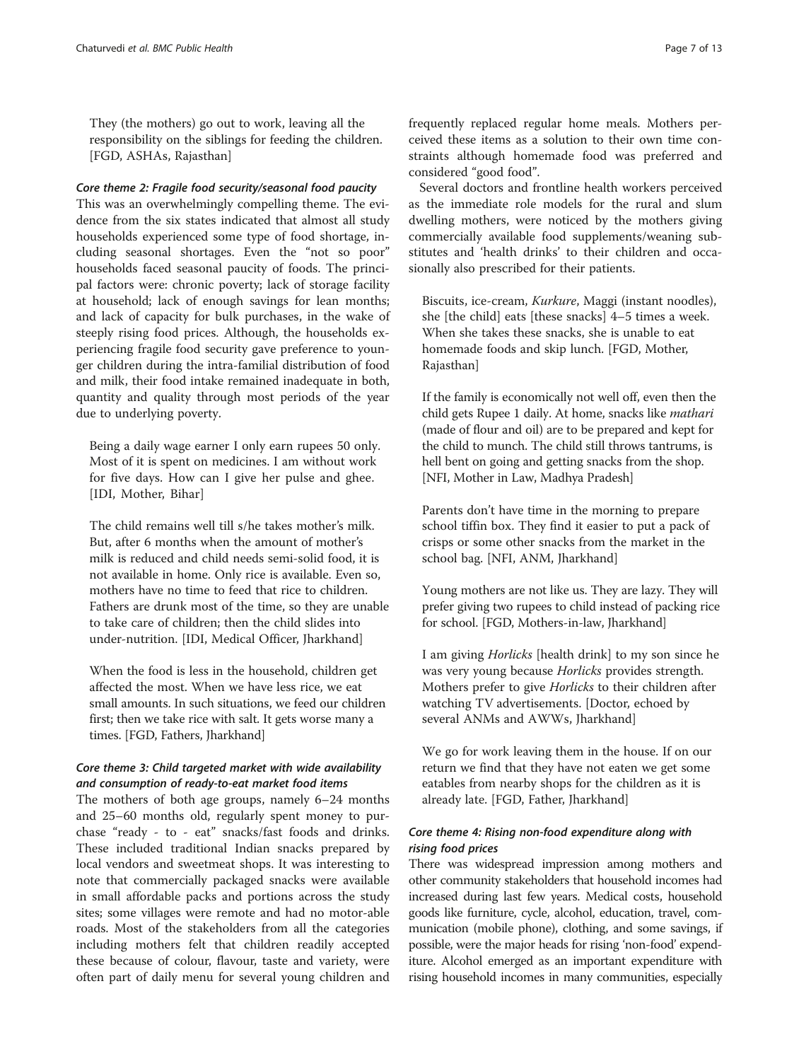> They (the mothers) go out to work, leaving all the responsibility on the siblings for feeding the children. [FGD, ASHAs, Rajasthan]

#### *Core theme 2: Fragile food security/seasonal food paucity*

This was an overwhelmingly compelling theme. The evidence from the six states indicated that almost all study households experienced some type of food shortage, including seasonal shortages. Even the "not so poor" households faced seasonal paucity of foods. The principal factors were: chronic poverty; lack of storage facility at household; lack of enough savings for lean months; and lack of capacity for bulk purchases, in the wake of steeply rising food prices. Although, the households experiencing fragile food security gave preference to younger children during the intra-familial distribution of food and milk, their food intake remained inadequate in both, quantity and quality through most periods of the year due to underlying poverty.

> Being a daily wage earner I only earn rupees 50 only. Most of it is spent on medicines. I am without work for five days. How can I give her pulse and ghee. [IDI, Mother, Bihar]

> The child remains well till s/he takes mother's milk. But, after 6 months when the amount of mother's milk is reduced and child needs semi-solid food, it is not available in home. Only rice is available. Even so, mothers have no time to feed that rice to children. Fathers are drunk most of the time, so they are unable to take care of children; then the child slides into under-nutrition. [IDI, Medical Officer, Jharkhand]

> When the food is less in the household, children get affected the most. When we have less rice, we eat small amounts. In such situations, we feed our children first; then we take rice with salt. It gets worse many a times. [FGD, Fathers, Jharkhand]

#### *Core theme 3: Child targeted market with wide availability and consumption of ready-to-eat market food items*

The mothers of both age groups, namely 6–24 months and 25–60 months old, regularly spent money to purchase "ready - to - eat" snacks/fast foods and drinks. These included traditional Indian snacks prepared by local vendors and sweetmeat shops. It was interesting to note that commercially packaged snacks were available in small affordable packs and portions across the study sites; some villages were remote and had no motor-able roads. Most of the stakeholders from all the categories including mothers felt that children readily accepted these because of colour, flavour, taste and variety, were often part of daily menu for several young children and frequently replaced regular home meals. Mothers perceived these items as a solution to their own time constraints although homemade food was preferred and considered "good food".

Several doctors and frontline health workers perceived as the immediate role models for the rural and slum dwelling mothers, were noticed by the mothers giving commercially available food supplements/weaning substitutes and 'health drinks' to their children and occasionally also prescribed for their patients.

> Biscuits, ice-cream, *Kurkure*, Maggi (instant noodles), she [the child] eats [these snacks] 4–5 times a week. When she takes these snacks, she is unable to eat homemade foods and skip lunch. [FGD, Mother, Rajasthan]

> If the family is economically not well off, even then the child gets Rupee 1 daily. At home, snacks like *mathari* (made of flour and oil) are to be prepared and kept for the child to munch. The child still throws tantrums, is hell bent on going and getting snacks from the shop. [NFI, Mother in Law, Madhya Pradesh]

> Parents don't have time in the morning to prepare school tiffin box. They find it easier to put a pack of crisps or some other snacks from the market in the school bag. [NFI, ANM, Jharkhand]

> Young mothers are not like us. They are lazy. They will prefer giving two rupees to child instead of packing rice for school. [FGD, Mothers-in-law, Jharkhand]

> I am giving *Horlicks* [health drink] to my son since he was very young because *Horlicks* provides strength. Mothers prefer to give *Horlicks* to their children after watching TV advertisements. [Doctor, echoed by several ANMs and AWWs, Jharkhand]

> We go for work leaving them in the house. If on our return we find that they have not eaten we get some eatables from nearby shops for the children as it is already late. [FGD, Father, Jharkhand]

#### *Core theme 4: Rising non-food expenditure along with rising food prices*

There was widespread impression among mothers and other community stakeholders that household incomes had increased during last few years. Medical costs, household goods like furniture, cycle, alcohol, education, travel, communication (mobile phone), clothing, and some savings, if possible, were the major heads for rising 'non-food' expenditure. Alcohol emerged as an important expenditure with rising household incomes in many communities, especially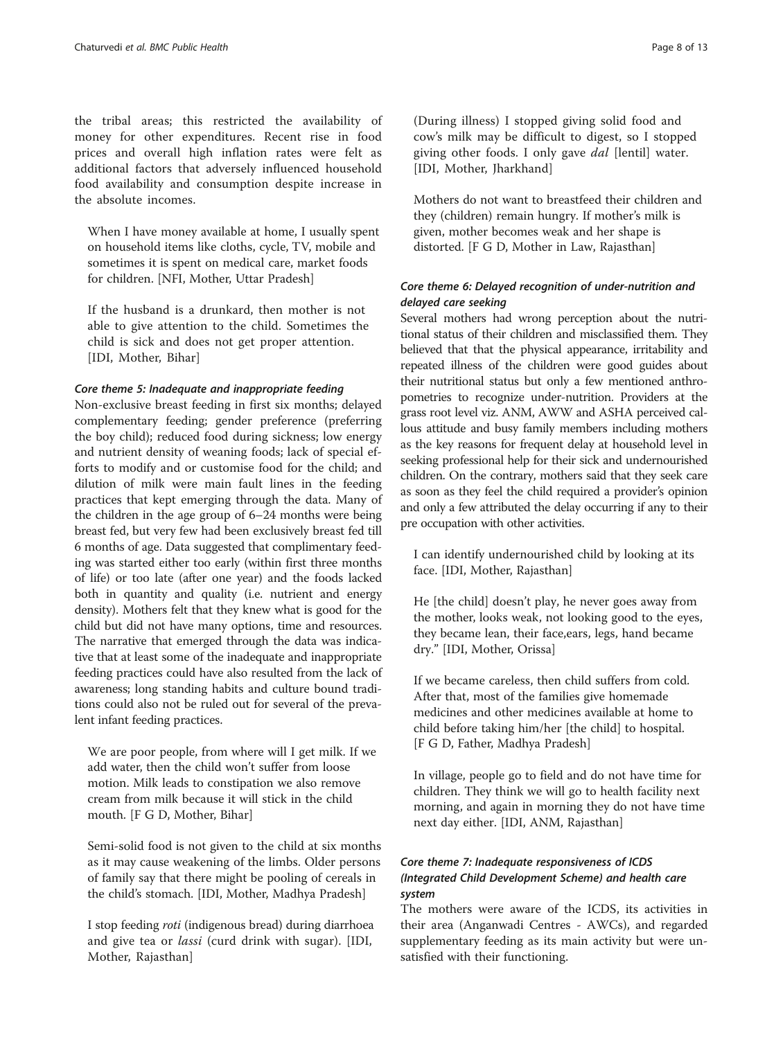the tribal areas; this restricted the availability of money for other expenditures. Recent rise in food prices and overall high inflation rates were felt as additional factors that adversely influenced household food availability and consumption despite increase in the absolute incomes.

> When I have money available at home, I usually spent on household items like cloths, cycle, TV, mobile and sometimes it is spent on medical care, market foods for children. [NFI, Mother, Uttar Pradesh]

> If the husband is a drunkard, then mother is not able to give attention to the child. Sometimes the child is sick and does not get proper attention. [IDI, Mother, Bihar]

#### *Core theme 5: Inadequate and inappropriate feeding*

Non-exclusive breast feeding in first six months; delayed complementary feeding; gender preference (preferring the boy child); reduced food during sickness; low energy and nutrient density of weaning foods; lack of special efforts to modify and or customise food for the child; and dilution of milk were main fault lines in the feeding practices that kept emerging through the data. Many of the children in the age group of 6–24 months were being breast fed, but very few had been exclusively breast fed till 6 months of age. Data suggested that complimentary feeding was started either too early (within first three months of life) or too late (after one year) and the foods lacked both in quantity and quality (i.e. nutrient and energy density). Mothers felt that they knew what is good for the child but did not have many options, time and resources. The narrative that emerged through the data was indicative that at least some of the inadequate and inappropriate feeding practices could have also resulted from the lack of awareness; long standing habits and culture bound traditions could also not be ruled out for several of the prevalent infant feeding practices.

> We are poor people, from where will I get milk. If we add water, then the child won't suffer from loose motion. Milk leads to constipation we also remove cream from milk because it will stick in the child mouth. [F G D, Mother, Bihar]

> Semi-solid food is not given to the child at six months as it may cause weakening of the limbs. Older persons of family say that there might be pooling of cereals in the child's stomach. [IDI, Mother, Madhya Pradesh]

> I stop feeding *roti* (indigenous bread) during diarrhoea and give tea or *lassi* (curd drink with sugar). [IDI, Mother, Rajasthan]

> (During illness) I stopped giving solid food and cow's milk may be difficult to digest, so I stopped giving other foods. I only gave *dal* [lentil] water. [IDI, Mother, Jharkhand]

> Mothers do not want to breastfeed their children and they (children) remain hungry. If mother's milk is given, mother becomes weak and her shape is distorted. [F G D, Mother in Law, Rajasthan]

#### *Core theme 6: Delayed recognition of under-nutrition and delayed care seeking*

Several mothers had wrong perception about the nutritional status of their children and misclassified them. They believed that that the physical appearance, irritability and repeated illness of the children were good guides about their nutritional status but only a few mentioned anthropometries to recognize under-nutrition. Providers at the grass root level viz. ANM, AWW and ASHA perceived callous attitude and busy family members including mothers as the key reasons for frequent delay at household level in seeking professional help for their sick and undernourished children. On the contrary, mothers said that they seek care as soon as they feel the child required a provider's opinion and only a few attributed the delay occurring if any to their pre occupation with other activities.

> I can identify undernourished child by looking at its face. [IDI, Mother, Rajasthan]

> He [the child] doesn't play, he never goes away from the mother, looks weak, not looking good to the eyes, they became lean, their face,ears, legs, hand became dry." [IDI, Mother, Orissa]

> If we became careless, then child suffers from cold. After that, most of the families give homemade medicines and other medicines available at home to child before taking him/her [the child] to hospital. [F G D, Father, Madhya Pradesh]

> In village, people go to field and do not have time for children. They think we will go to health facility next morning, and again in morning they do not have time next day either. [IDI, ANM, Rajasthan]

#### *Core theme 7: Inadequate responsiveness of ICDS (Integrated Child Development Scheme) and health care system*

The mothers were aware of the ICDS, its activities in their area (Anganwadi Centres - AWCs), and regarded supplementary feeding as its main activity but were unsatisfied with their functioning.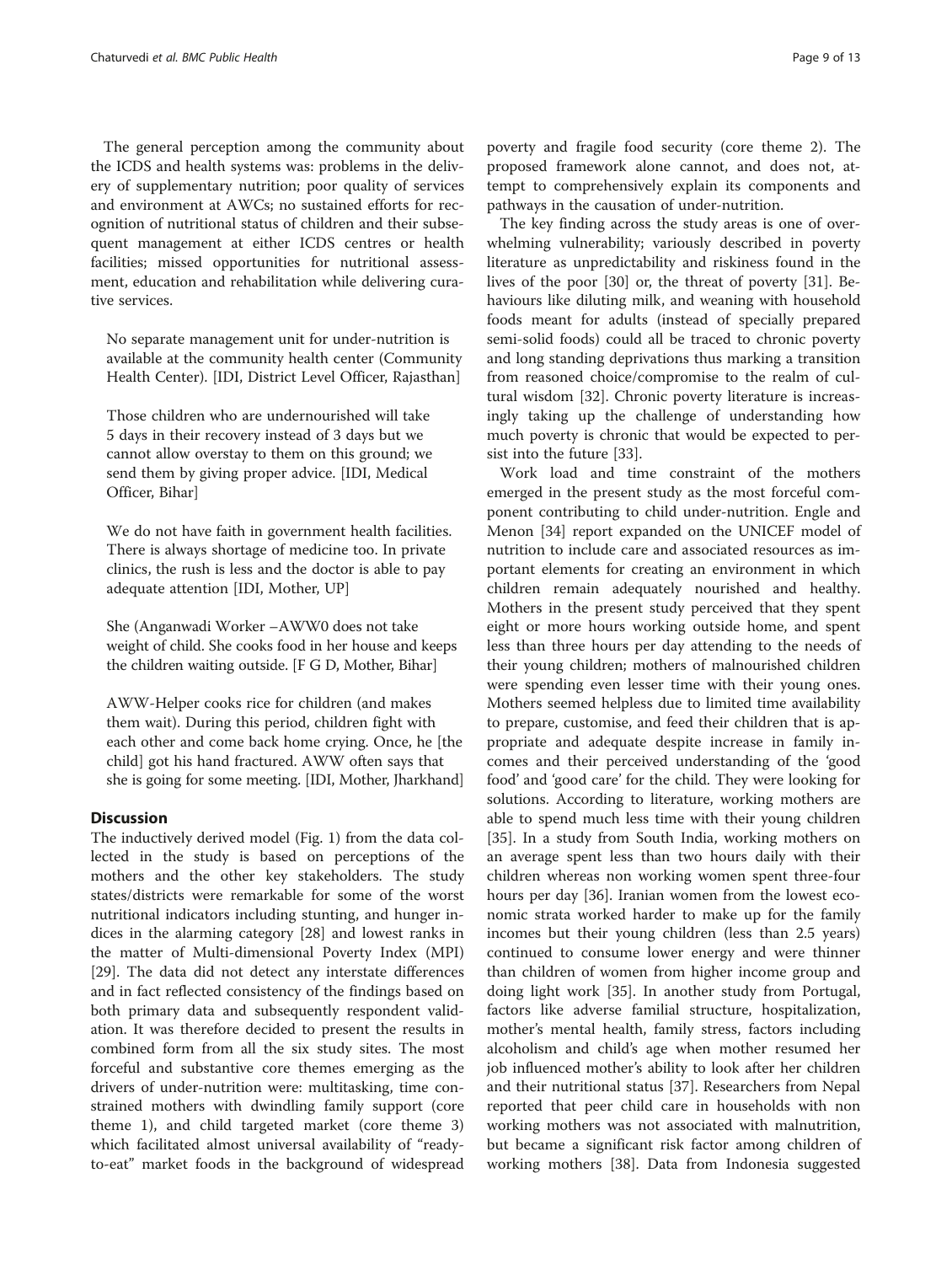The general perception among the community about the ICDS and health systems was: problems in the delivery of supplementary nutrition; poor quality of services and environment at AWCs; no sustained efforts for recognition of nutritional status of children and their subsequent management at either ICDS centres or health facilities; missed opportunities for nutritional assessment, education and rehabilitation while delivering curative services.

> No separate management unit for under-nutrition is available at the community health center (Community Health Center). [IDI, District Level Officer, Rajasthan]

> Those children who are undernourished will take 5 days in their recovery instead of 3 days but we cannot allow overstay to them on this ground; we send them by giving proper advice. [IDI, Medical Officer, Bihar]

> We do not have faith in government health facilities. There is always shortage of medicine too. In private clinics, the rush is less and the doctor is able to pay adequate attention [IDI, Mother, UP]

> She (Anganwadi Worker –AWW0 does not take weight of child. She cooks food in her house and keeps the children waiting outside. [F G D, Mother, Bihar]

> AWW-Helper cooks rice for children (and makes them wait). During this period, children fight with each other and come back home crying. Once, he [the child] got his hand fractured. AWW often says that she is going for some meeting. [IDI, Mother, Jharkhand]

## Discussion

The inductively derived model (Fig. 1) from the data collected in the study is based on perceptions of the mothers and the other key stakeholders. The study states/districts were remarkable for some of the worst nutritional indicators including stunting, and hunger indices in the alarming category [28] and lowest ranks in the matter of Multi-dimensional Poverty Index (MPI) [29]. The data did not detect any interstate differences and in fact reflected consistency of the findings based on both primary data and subsequently respondent validation. It was therefore decided to present the results in combined form from all the six study sites. The most forceful and substantive core themes emerging as the drivers of under-nutrition were: multitasking, time constrained mothers with dwindling family support (core theme 1), and child targeted market (core theme 3) which facilitated almost universal availability of "ready-to-eat" market foods in the background of widespread poverty and fragile food security (core theme 2). The proposed framework alone cannot, and does not, attempt to comprehensively explain its components and pathways in the causation of under-nutrition.

The key finding across the study areas is one of overwhelming vulnerability; variously described in poverty literature as unpredictability and riskiness found in the lives of the poor [30] or, the threat of poverty [31]. Behaviours like diluting milk, and weaning with household foods meant for adults (instead of specially prepared semi-solid foods) could all be traced to chronic poverty and long standing deprivations thus marking a transition from reasoned choice/compromise to the realm of cultural wisdom [32]. Chronic poverty literature is increasingly taking up the challenge of understanding how much poverty is chronic that would be expected to persist into the future [33].

Work load and time constraint of the mothers emerged in the present study as the most forceful component contributing to child under-nutrition. Engle and Menon [34] report expanded on the UNICEF model of nutrition to include care and associated resources as important elements for creating an environment in which children remain adequately nourished and healthy. Mothers in the present study perceived that they spent eight or more hours working outside home, and spent less than three hours per day attending to the needs of their young children; mothers of malnourished children were spending even lesser time with their young ones. Mothers seemed helpless due to limited time availability to prepare, customise, and feed their children that is appropriate and adequate despite increase in family incomes and their perceived understanding of the 'good food' and 'good care' for the child. They were looking for solutions. According to literature, working mothers are able to spend much less time with their young children [35]. In a study from South India, working mothers on an average spent less than two hours daily with their children whereas non working women spent three-four hours per day [36]. Iranian women from the lowest economic strata worked harder to make up for the family incomes but their young children (less than 2.5 years) continued to consume lower energy and were thinner than children of women from higher income group and doing light work [35]. In another study from Portugal, factors like adverse familial structure, hospitalization, mother's mental health, family stress, factors including alcoholism and child's age when mother resumed her job influenced mother's ability to look after her children and their nutritional status [37]. Researchers from Nepal reported that peer child care in households with non working mothers was not associated with malnutrition, but became a significant risk factor among children of working mothers [38]. Data from Indonesia suggested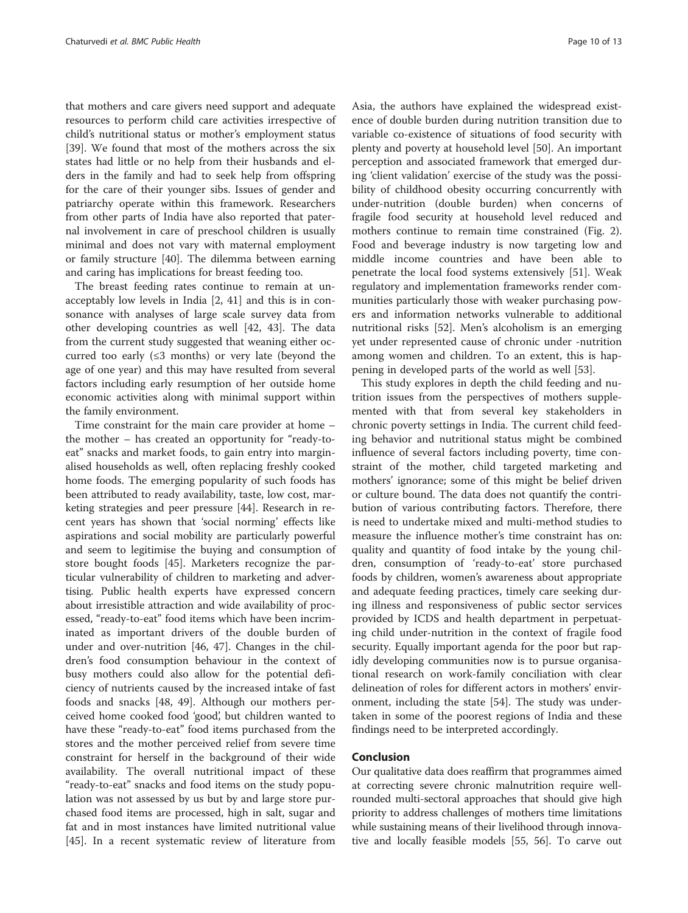that mothers and care givers need support and adequate resources to perform child care activities irrespective of child's nutritional status or mother's employment status [39]. We found that most of the mothers across the six states had little or no help from their husbands and elders in the family and had to seek help from offspring for the care of their younger sibs. Issues of gender and patriarchy operate within this framework. Researchers from other parts of India have also reported that paternal involvement in care of preschool children is usually minimal and does not vary with maternal employment or family structure [40]. The dilemma between earning and caring has implications for breast feeding too.

The breast feeding rates continue to remain at unacceptably low levels in India [2, 41] and this is in consonance with analyses of large scale survey data from other developing countries as well [42, 43]. The data from the current study suggested that weaning either occurred too early (≤3 months) or very late (beyond the age of one year) and this may have resulted from several factors including early resumption of her outside home economic activities along with minimal support within the family environment.

Time constraint for the main care provider at home – the mother – has created an opportunity for "ready-to-eat" snacks and market foods, to gain entry into marginalised households as well, often replacing freshly cooked home foods. The emerging popularity of such foods has been attributed to ready availability, taste, low cost, marketing strategies and peer pressure [44]. Research in recent years has shown that 'social norming' effects like aspirations and social mobility are particularly powerful and seem to legitimise the buying and consumption of store bought foods [45]. Marketers recognize the particular vulnerability of children to marketing and advertising. Public health experts have expressed concern about irresistible attraction and wide availability of processed, "ready-to-eat" food items which have been incriminated as important drivers of the double burden of under and over-nutrition [46, 47]. Changes in the children's food consumption behaviour in the context of busy mothers could also allow for the potential deficiency of nutrients caused by the increased intake of fast foods and snacks [48, 49]. Although our mothers perceived home cooked food 'good', but children wanted to have these "ready-to-eat" food items purchased from the stores and the mother perceived relief from severe time constraint for herself in the background of their wide availability. The overall nutritional impact of these "ready-to-eat" snacks and food items on the study population was not assessed by us but by and large store purchased food items are processed, high in salt, sugar and fat and in most instances have limited nutritional value [45]. In a recent systematic review of literature from Asia, the authors have explained the widespread existence of double burden during nutrition transition due to variable co-existence of situations of food security with plenty and poverty at household level [50]. An important perception and associated framework that emerged during 'client validation' exercise of the study was the possibility of childhood obesity occurring concurrently with under-nutrition (double burden) when concerns of fragile food security at household level reduced and mothers continue to remain time constrained (Fig. 2). Food and beverage industry is now targeting low and middle income countries and have been able to penetrate the local food systems extensively [51]. Weak regulatory and implementation frameworks render communities particularly those with weaker purchasing powers and information networks vulnerable to additional nutritional risks [52]. Men's alcoholism is an emerging yet under represented cause of chronic under -nutrition among women and children. To an extent, this is happening in developed parts of the world as well [53].

This study explores in depth the child feeding and nutrition issues from the perspectives of mothers supplemented with that from several key stakeholders in chronic poverty settings in India. The current child feeding behavior and nutritional status might be combined influence of several factors including poverty, time constraint of the mother, child targeted marketing and mothers' ignorance; some of this might be belief driven or culture bound. The data does not quantify the contribution of various contributing factors. Therefore, there is need to undertake mixed and multi-method studies to measure the influence mother's time constraint has on: quality and quantity of food intake by the young children, consumption of 'ready-to-eat' store purchased foods by children, women's awareness about appropriate and adequate feeding practices, timely care seeking during illness and responsiveness of public sector services provided by ICDS and health department in perpetuating child under-nutrition in the context of fragile food security. Equally important agenda for the poor but rapidly developing communities now is to pursue organisational research on work-family conciliation with clear delineation of roles for different actors in mothers' environment, including the state [54]. The study was undertaken in some of the poorest regions of India and these findings need to be interpreted accordingly.

## Conclusion

Our qualitative data does reaffirm that programmes aimed at correcting severe chronic malnutrition require well-rounded multi-sectoral approaches that should give high priority to address challenges of mothers time limitations while sustaining means of their livelihood through innovative and locally feasible models [55, 56]. To carve out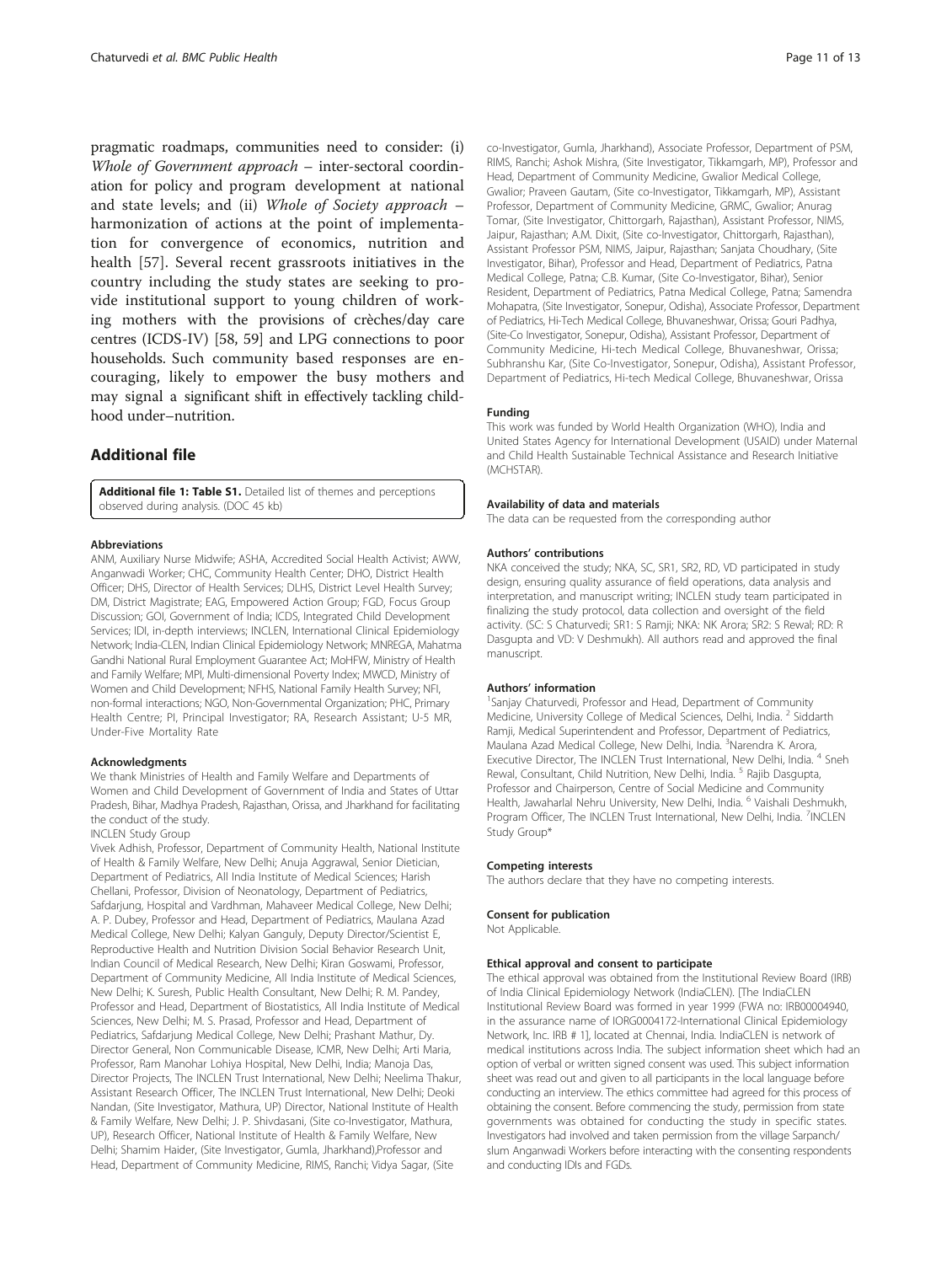pragmatic roadmaps, communities need to consider: (i) *Whole of Government approach* – inter-sectoral coordination for policy and program development at national and state levels; and (ii) *Whole of Society approach* – harmonization of actions at the point of implementation for convergence of economics, nutrition and health [57]. Several recent grassroots initiatives in the country including the study states are seeking to provide institutional support to young children of working mothers with the provisions of crèches/day care centres (ICDS-IV) [58, 59] and LPG connections to poor households. Such community based responses are encouraging, likely to empower the busy mothers and may signal a significant shift in effectively tackling childhood under–nutrition.

## Additional file

**Additional file 1: Table S1.** Detailed list of themes and perceptions observed during analysis. (DOC 45 kb)

#### Abbreviations

ANM, Auxiliary Nurse Midwife; ASHA, Accredited Social Health Activist; AWW, Anganwadi Worker; CHC, Community Health Center; DHO, District Health Officer; DHS, Director of Health Services; DLHS, District Level Health Survey; DM, District Magistrate; EAG, Empowered Action Group; FGD, Focus Group Discussion; GOI, Government of India; ICDS, Integrated Child Development Services; IDI, in-depth interviews; INCLEN, International Clinical Epidemiology Network; India-CLEN, Indian Clinical Epidemiology Network; MNREGA, Mahatma Gandhi National Rural Employment Guarantee Act; MoHFW, Ministry of Health and Family Welfare; MPI, Multi-dimensional Poverty Index; MWCD, Ministry of Women and Child Development; NFHS, National Family Health Survey; NFI, non-formal interactions; NGO, Non-Governmental Organization; PHC, Primary Health Centre; PI, Principal Investigator; RA, Research Assistant; U-5 MR, Under-Five Mortality Rate

#### Acknowledgments

We thank Ministries of Health and Family Welfare and Departments of Women and Child Development of Government of India and States of Uttar Pradesh, Bihar, Madhya Pradesh, Rajasthan, Orissa, and Jharkhand for facilitating the conduct of the study.

INCLEN Study Group

Vivek Adhish, Professor, Department of Community Health, National Institute of Health & Family Welfare, New Delhi; Anuja Aggrawal, Senior Dietician, Department of Pediatrics, All India Institute of Medical Sciences; Harish Chellani, Professor, Division of Neonatology, Department of Pediatrics, Safdarjung, Hospital and Vardhman, Mahaveer Medical College, New Delhi; A. P. Dubey, Professor and Head, Department of Pediatrics, Maulana Azad Medical College, New Delhi; Kalyan Ganguly, Deputy Director/Scientist E, Reproductive Health and Nutrition Division Social Behavior Research Unit, Indian Council of Medical Research, New Delhi; Kiran Goswami, Professor, Department of Community Medicine, All India Institute of Medical Sciences, New Delhi; K. Suresh, Public Health Consultant, New Delhi; R. M. Pandey, Professor and Head, Department of Biostatistics, All India Institute of Medical Sciences, New Delhi; M. S. Prasad, Professor and Head, Department of Pediatrics, Safdarjung Medical College, New Delhi; Prashant Mathur, Dy. Director General, Non Communicable Disease, ICMR, New Delhi; Arti Maria, Professor, Ram Manohar Lohiya Hospital, New Delhi, India; Manoja Das, Director Projects, The INCLEN Trust International, New Delhi; Neelima Thakur, Assistant Research Officer, The INCLEN Trust International, New Delhi; Deoki Nandan, (Site Investigator, Mathura, UP) Director, National Institute of Health & Family Welfare, New Delhi; J. P. Shivdasani, (Site co-Investigator, Mathura, UP), Research Officer, National Institute of Health & Family Welfare, New Delhi; Shamim Haider, (Site Investigator, Gumla, Jharkhand),Professor and Head, Department of Community Medicine, RIMS, Ranchi; Vidya Sagar, (Site co-Investigator, Gumla, Jharkhand), Associate Professor, Department of PSM, RIMS, Ranchi; Ashok Mishra, (Site Investigator, Tikkamgarh, MP), Professor and Head, Department of Community Medicine, Gwalior Medical College, Gwalior; Praveen Gautam, (Site co-Investigator, Tikkamgarh, MP), Assistant Professor, Department of Community Medicine, GRMC, Gwalior; Anurag Tomar, (Site Investigator, Chittorgarh, Rajasthan), Assistant Professor, NIMS, Jaipur, Rajasthan; A.M. Dixit, (Site co-Investigator, Chittorgarh, Rajasthan), Assistant Professor PSM, NIMS, Jaipur, Rajasthan; Sanjata Choudhary, (Site Investigator, Bihar), Professor and Head, Department of Pediatrics, Patna Medical College, Patna; C.B. Kumar, (Site Co-Investigator, Bihar), Senior Resident, Department of Pediatrics, Patna Medical College, Patna; Samendra Mohapatra, (Site Investigator, Sonepur, Odisha), Associate Professor, Department of Pediatrics, Hi-Tech Medical College, Bhuvaneshwar, Orissa; Gouri Padhya, (Site-Co Investigator, Sonepur, Odisha), Assistant Professor, Department of Community Medicine, Hi-tech Medical College, Bhuvaneshwar, Orissa; Subhranshu Kar, (Site Co-Investigator, Sonepur, Odisha), Assistant Professor, Department of Pediatrics, Hi-tech Medical College, Bhuvaneshwar, Orissa

#### Funding

This work was funded by World Health Organization (WHO), India and United States Agency for International Development (USAID) under Maternal and Child Health Sustainable Technical Assistance and Research Initiative (MCHSTAR).

#### Availability of data and materials

The data can be requested from the corresponding author

#### Authors' contributions

NKA conceived the study; NKA, SC, SR1, SR2, RD, VD participated in study design, ensuring quality assurance of field operations, data analysis and interpretation, and manuscript writing; INCLEN study team participated in finalizing the study protocol, data collection and oversight of the field activity. (SC: S Chaturvedi; SR1: S Ramji; NKA: NK Arora; SR2: S Rewal; RD: R Dasgupta and VD: V Deshmukh). All authors read and approved the final manuscript.

#### Authors' information

[1]Sanjay Chaturvedi, Professor and Head, Department of Community Medicine, University College of Medical Sciences, Delhi, India. [2] Siddarth Ramji, Medical Superintendent and Professor, Department of Pediatrics, Maulana Azad Medical College, New Delhi, India. [3]Narendra K. Arora, Executive Director, The INCLEN Trust International, New Delhi, India. [4] Sneh Rewal, Consultant, Child Nutrition, New Delhi, India. [5] Rajib Dasgupta, Professor and Chairperson, Centre of Social Medicine and Community Health, Jawaharlal Nehru University, New Delhi, India. [6] Vaishali Deshmukh, Program Officer, The INCLEN Trust International, New Delhi, India. [7]INCLEN Study Group*

#### Competing interests

The authors declare that they have no competing interests.

#### Consent for publication

Not Applicable.

#### Ethical approval and consent to participate

The ethical approval was obtained from the Institutional Review Board (IRB) of India Clinical Epidemiology Network (IndiaCLEN). [The IndiaCLEN Institutional Review Board was formed in year 1999 (FWA no: IRB00004940, in the assurance name of IORG0004172-International Clinical Epidemiology Network, Inc. IRB # 1], located at Chennai, India. IndiaCLEN is network of medical institutions across India. The subject information sheet which had an option of verbal or written signed consent was used. This subject information sheet was read out and given to all participants in the local language before conducting an interview. The ethics committee had agreed for this process of obtaining the consent. Before commencing the study, permission from state governments was obtained for conducting the study in specific states. Investigators had involved and taken permission from the village Sarpanch/ slum Anganwadi Workers before interacting with the consenting respondents and conducting IDIs and FGDs.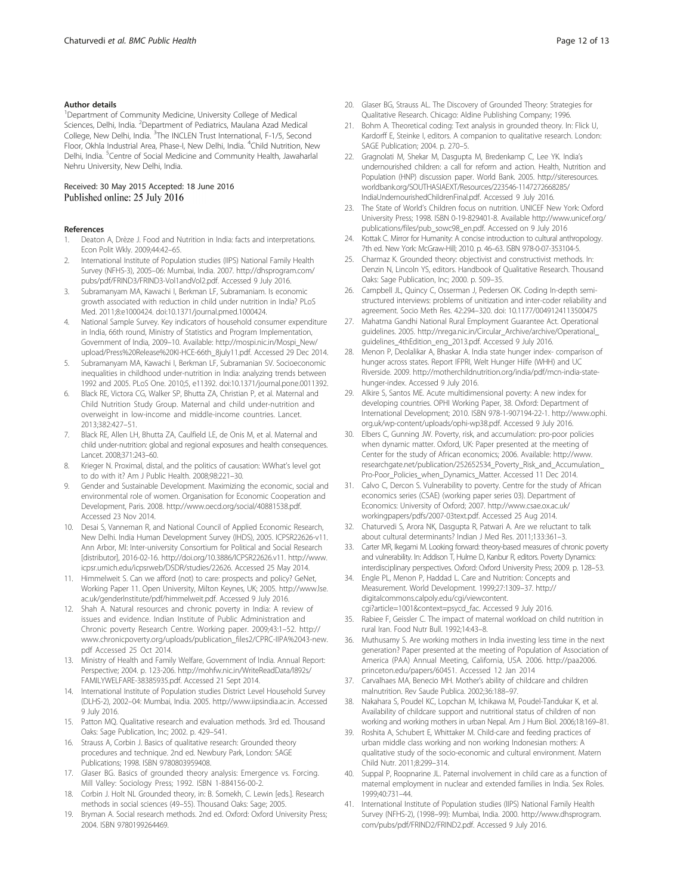## Author details

[1]Department of Community Medicine, University College of Medical Sciences, Delhi, India. [2]Department of Pediatrics, Maulana Azad Medical College, New Delhi, India. [3]The INCLEN Trust International, F-1/5, Second Floor, Okhla Industrial Area, Phase-I, New Delhi, India. [4]Child Nutrition, New Delhi, India. [5]Centre of Social Medicine and Community Health, Jawaharlal Nehru University, New Delhi, India.

Received: 30 May 2015 Accepted: 18 June 2016
Published online: 25 July 2016

## References

1. Deaton A, Drèze J. Food and Nutrition in India: facts and interpretations. Econ Polit Wkly. 2009;44:42–65.
2. International Institute of Population studies (IIPS) National Family Health Survey (NFHS-3), 2005–06: Mumbai, India. 2007. http://dhsprogram.com/pubs/pdf/FRIND3/FRIND3-Vol1andVol2.pdf. Accessed 9 July 2016.
3. Subramanyam MA, Kawachi I, Berkman LF, Subramaniam. Is economic growth associated with reduction in child under nutrition in India? PLoS Med. 2011;8:e1000424. doi:10.1371/journal.pmed.1000424.
4. National Sample Survey. Key indicators of household consumer expenditure in India, 66th round, Ministry of Statistics and Program Implementation, Government of India, 2009–10. Available: http://mospi.nic.in/Mospi_New/upload/Press%20Release%20KI-HCE-66th_8july11.pdf. Accessed 29 Dec 2014.
5. Subramanyam MA, Kawachi I, Berkman LF, Subramanian SV. Socioeconomic inequalities in childhood under-nutrition in India: analyzing trends between 1992 and 2005. PLoS One. 2010;5, e11392. doi:10.1371/journal.pone.0011392.
6. Black RE, Victora CG, Walker SP, Bhutta ZA, Christian P, et al. Maternal and Child Nutrition Study Group. Maternal and child under-nutrition and overweight in low-income and middle-income countries. Lancet. 2013;382:427–51.
7. Black RE, Allen LH, Bhutta ZA, Caulfield LE, de Onis M, et al. Maternal and child under-nutrition: global and regional exposures and health consequences. Lancet. 2008;371:243–60.
8. Krieger N. Proximal, distal, and the politics of causation: WWhat's level got to do with it? Am J Public Health. 2008;98:221–30.
9. Gender and Sustainable Development. Maximizing the economic, social and environmental role of women. Organisation for Economic Cooperation and Development, Paris. 2008. http://www.oecd.org/social/40881538.pdf. Accessed 23 Nov 2014.
10. Desai S, Vanneman R, and National Council of Applied Economic Research, New Delhi. India Human Development Survey (IHDS), 2005. ICPSR22626-v11. Ann Arbor, MI: Inter-university Consortium for Political and Social Research [distributor], 2016-02-16. http://doi.org/10.3886/ICPSR22626.v11. http://www.icpsr.umich.edu/icpsrweb/DSDR/studies/22626. Accessed 25 May 2014.
11. Himmelweit S. Can we afford (not) to care: prospects and policy? GeNet, Working Paper 11. Open University, Milton Keynes, UK; 2005. http://www.lse.ac.uk/genderInstitute/pdf/himmelweit.pdf. Accessed 9 July 2016.
12. Shah A. Natural resources and chronic poverty in India: A review of issues and evidence. Indian Institute of Public Administration and Chronic poverty Research Centre. Working paper. 2009;43:1–52. http://www.chronicpoverty.org/uploads/publication_files2/CPRC-IIPA%2043-new.pdf Accessed 25 Oct 2014.
13. Ministry of Health and Family Welfare, Government of India. Annual Report: Perspective; 2004. p. 123-206. http://mohfw.nic.in/WriteReadData/l892s/FAMILYWELFARE-38385935.pdf. Accessed 21 Sept 2014.
14. International Institute of Population studies District Level Household Survey (DLHS-2), 2002–04: Mumbai, India. 2005. http://www.iipsindia.ac.in. Accessed 9 July 2016.
15. Patton MQ. Qualitative research and evaluation methods. 3rd ed. Thousand Oaks: Sage Publication, Inc; 2002. p. 429–541.
16. Strauss A, Corbin J. Basics of qualitative research: Grounded theory procedures and technique. 2nd ed. Newbury Park, London: SAGE Publications; 1998. ISBN 9780803959408.
17. Glaser BG. Basics of grounded theory analysis: Emergence vs. Forcing. Mill Valley: Sociology Press; 1992. ISBN 1-884156-00-2.
18. Corbin J. Holt NL Grounded theory, in: B. Somekh, C. Lewin [eds.]. Research methods in social sciences (49–55). Thousand Oaks: Sage; 2005.
19. Bryman A. Social research methods. 2nd ed. Oxford: Oxford University Press; 2004. ISBN 9780199264469.
20. Glaser BG, Strauss AL. The Discovery of Grounded Theory: Strategies for Qualitative Research. Chicago: Aldine Publishing Company; 1996.
21. Bohm A. Theoretical coding: Text analysis in grounded theory. In: Flick U, Kardorff E, Steinke I, editors. A companion to qualitative research. London: SAGE Publication; 2004. p. 270–5.
22. Gragnolati M, Shekar M, Dasgupta M, Bredenkamp C, Lee YK. India's undernourished children: a call for reform and action. Health, Nutrition and Population (HNP) discussion paper. World Bank. 2005. http://siteresources.worldbank.org/SOUTHASIAEXT/Resources/223546-1147272668285/IndiaUndernourishedChildrenFinal.pdf. Accessed 9 July 2016.
23. The State of World's Children focus on nutrition. UNICEF New York: Oxford University Press; 1998. ISBN 0-19-829401-8. Available http://www.unicef.org/publications/files/pub_sowc98_en.pdf. Accessed on 9 July 2016
24. Kottak C. Mirror for Humanity: A concise introduction to cultural anthropology. 7th ed. New York: McGraw-Hill; 2010. p. 46–63. ISBN 978-0-07-353104-5.
25. Charmaz K. Grounded theory: objectivist and constructivist methods. In: Denzin N, Lincoln YS, editors. Handbook of Qualitative Research. Thousand Oaks: Sage Publication, Inc; 2000. p. 509–35.
26. Campbell JL, Quincy C, Osserman J, Pedersen OK. Coding In-depth semi-structured interviews: problems of unitization and inter-coder reliability and agreement. Socio Meth Res. 42:294–320. doi: 10.1177/0049124113500475
27. Mahatma Gandhi National Rural Employment Guarantee Act. Operational guidelines. 2005. http://nrega.nic.in/Circular_Archive/archive/Operational_guidelines_4thEdition_eng_2013.pdf. Accessed 9 July 2016.
28. Menon P, Deolalikar A, Bhaskar A. India state hunger index- comparison of hunger across states. Report IFPRI, Welt Hunger Hilfe (WHH) and UC Riverside. 2009. http://motherchildnutrition.org/india/pdf/mcn-india-state-hunger-index. Accessed 9 July 2016.
29. Alkire S, Santos ME. Acute multidimensional poverty: A new index for developing countries. OPHI Working Paper, 38. Oxford: Department of International Development; 2010. ISBN 978-1-907194-22-1. http://www.ophi.org.uk/wp-content/uploads/ophi-wp38.pdf. Accessed 9 July 2016.
30. Elbers C, Gunning JW. Poverty, risk, and accumulation: pro-poor policies when dynamic matter. Oxford, UK: Paper presented at the meeting of Center for the study of African economics; 2006. Available: http://www.researchgate.net/publication/252652534_Poverty_Risk_and_Accumulation_Pro-Poor_Policies_when_Dynamics_Matter. Accessed 11 Dec 2014.
31. Calvo C, Dercon S. Vulnerability to poverty. Centre for the study of African economics series (CSAE) (working paper series 03). Department of Economics: University of Oxford; 2007. http://www.csae.ox.ac.uk/workingpapers/pdfs/2007-03text.pdf. Accessed 25 Aug 2014.
32. Chaturvedi S, Arora NK, Dasgupta R, Patwari A. Are we reluctant to talk about cultural determinants? Indian J Med Res. 2011;133:361–3.
33. Carter MR, Ikegami M. Looking forward: theory-based measures of chronic poverty and vulnerability. In: Addison T, Hulme D, Kanbur R, editors. Poverty Dynamics: interdisciplinary perspectives. Oxford: Oxford University Press; 2009. p. 128–53.
34. Engle PL, Menon P, Haddad L. Care and Nutrition: Concepts and Measurement. World Development. 1999;27:1309–37. http://digitalcommons.calpoly.edu/cgi/viewcontent.cgi?article=1001&context=psycd_fac. Accessed 9 July 2016.
35. Rabiee F, Geissler C. The impact of maternal workload on child nutrition in rural Iran. Food Nutr Bull. 1992;14:43–8.
36. Muthusamy S. Are working mothers in India investing less time in the next generation? Paper presented at the meeting of Population of Association of America (PAA) Annual Meeting, California, USA. 2006. http://paa2006.princeton.edu/papers/60451. Accessed 12 Jan 2014
37. Carvalhaes MA, Benecio MH. Mother's ability of childcare and children malnutrition. Rev Saude Publica. 2002;36:188–97.
38. Nakahara S, Poudel KC, Lopchan M, Ichikawa M, Poudel-Tandukar K, et al. Availability of childcare support and nutritional status of children of non working and working mothers in urban Nepal. Am J Hum Biol. 2006;18:169–81.
39. Roshita A, Schubert E, Whittaker M. Child-care and feeding practices of urban middle class working and non working Indonesian mothers: A qualitative study of the socio-economic and cultural environment. Matern Child Nutr. 2011;8:299–314.
40. Suppal P, Roopnarine JL. Paternal involvement in child care as a function of maternal employment in nuclear and extended families in India. Sex Roles. 1999;40:731–44.
41. International Institute of Population studies (IIPS) National Family Health Survey (NFHS-2), (1998–99): Mumbai, India. 2000. http://www.dhsprogram.com/pubs/pdf/FRIND2/FRIND2.pdf. Accessed 9 July 2016.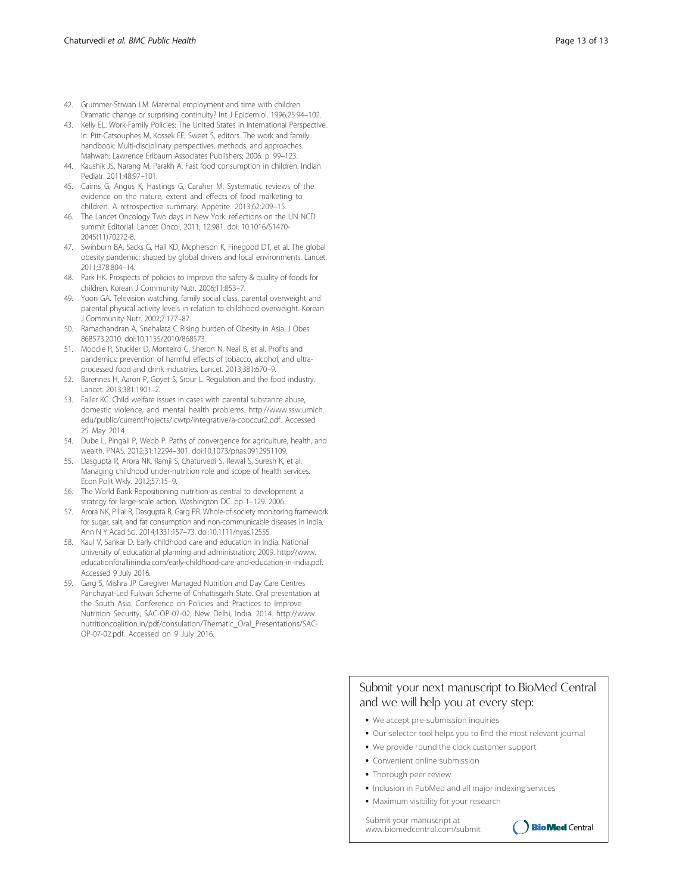42. Grummer-Strwan LM. Maternal employment and time with children: Dramatic change or surprising continuity? Int J Epidemiol. 1996;25:94–102.
43. Kelly EL. Work-Family Policies: The United States in International Perspective. In: Pitt-Catsouphes M, Kossek EE, Sweet S, editors. The work and family handbook: Multi-disciplinary perspectives, methods, and approaches. Mahwah: Lawrence Erlbaum Associates Publishers; 2006. p. 99–123.
44. Kaushik JS, Narang M, Parakh A. Fast food consumption in children. Indian Pediatr. 2011;48:97–101.
45. Cairns G, Angus K, Hastings G, Caraher M. Systematic reviews of the evidence on the nature, extent and effects of food marketing to children. A retrospective summary. Appetite. 2013;62:209–15.
46. The Lancet Oncology Two days in New York: reflections on the UN NCD summit Editorial. Lancet Oncol, 2011; 12:981. doi: 10.1016/S1470-2045(11)70272-8.
47. Swinburn BA, Sacks G, Hall KD, Mcpherson K, Finegood DT, et al. The global obesity pandemic: shaped by global drivers and local environments. Lancet. 2011;378:804–14.
48. Park HK. Prospects of policies to improve the safety & quality of foods for children. Korean J Community Nutr. 2006;11:853–7.
49. Yoon GA. Television watching, family social class, parental overweight and parental physical activity levels in relation to childhood overweight. Korean J Community Nutr. 2002;7:177–87.
50. Ramachandran A, Snehalata C Rising burden of Obesity in Asia. J Obes. 868573.2010. doi:10.1155/2010/868573.
51. Moodie R, Stuckler D, Monteiro C, Sheron N, Neal B, et al. Profits and pandemics: prevention of harmful effects of tobacco, alcohol, and ultra-processed food and drink industries. Lancet. 2013;381:670–9.
52. Barennes H, Aaron P, Goyet S, Srour L. Regulation and the food industry. Lancet. 2013;381:1901–2.
53. Faller KC. Child welfare issues in cases with parental substance abuse, domestic violence, and mental health problems. http://www.ssw.umich.edu/public/currentProjects/icwtp/integrative/a-cooccur2.pdf. Accessed 25 May 2014.
54. Dube L, Pingali P, Webb P. Paths of convergence for agriculture, health, and wealth. PNAS. 2012;31:12294–301. doi:10.1073/pnas.0912951109.
55. Dasgupta R, Arora NK, Ramji S, Chaturvedi S, Rewal S, Suresh K, et al. Managing childhood under-nutrition role and scope of health services. Econ Polit Wkly. 2012;57:15–9.
56. The World Bank Repositioning nutrition as central to development: a strategy for large-scale action. Washington DC. pp 1–129. 2006.
57. Arora NK, Pillai R, Dasgupta R, Garg PR. Whole-of-society monitoring framework for sugar, salt, and fat consumption and non-communicable diseases in India. Ann N Y Acad Sci. 2014;1331:157–73. doi:10.1111/nyas.12555.
58. Kaul V, Sankar D. Early childhood care and education in India. National university of educational planning and administration; 2009. http://www.educationforallinindia.com/early-childhood-care-and-education-in-india.pdf. Accessed 9 July 2016.
59. Garg S, Mishra JP Caregiver Managed Nutrition and Day Care Centres Panchayat-Led Fulwari Scheme of Chhattisgarh State. Oral presentation at the South Asia. Conference on Policies and Practices to Improve Nutrition Security, SAC-OP-07-02, New Delhi, India. 2014. http://www.nutritioncoalition.in/pdf/consulation/Thematic_Oral_Presentations/SAC-OP-07-02.pdf. Accessed on 9 July 2016.

Submit your next manuscript to BioMed Central and we will help you at every step:

- We accept pre-submission inquiries
- Our selector tool helps you to find the most relevant journal
- We provide round the clock customer support
- Convenient online submission
- Thorough peer review
- Inclusion in PubMed and all major indexing services
- Maximum visibility for your research

Submit your manuscript at www.biomedcentral.com/submit

BioMed Central